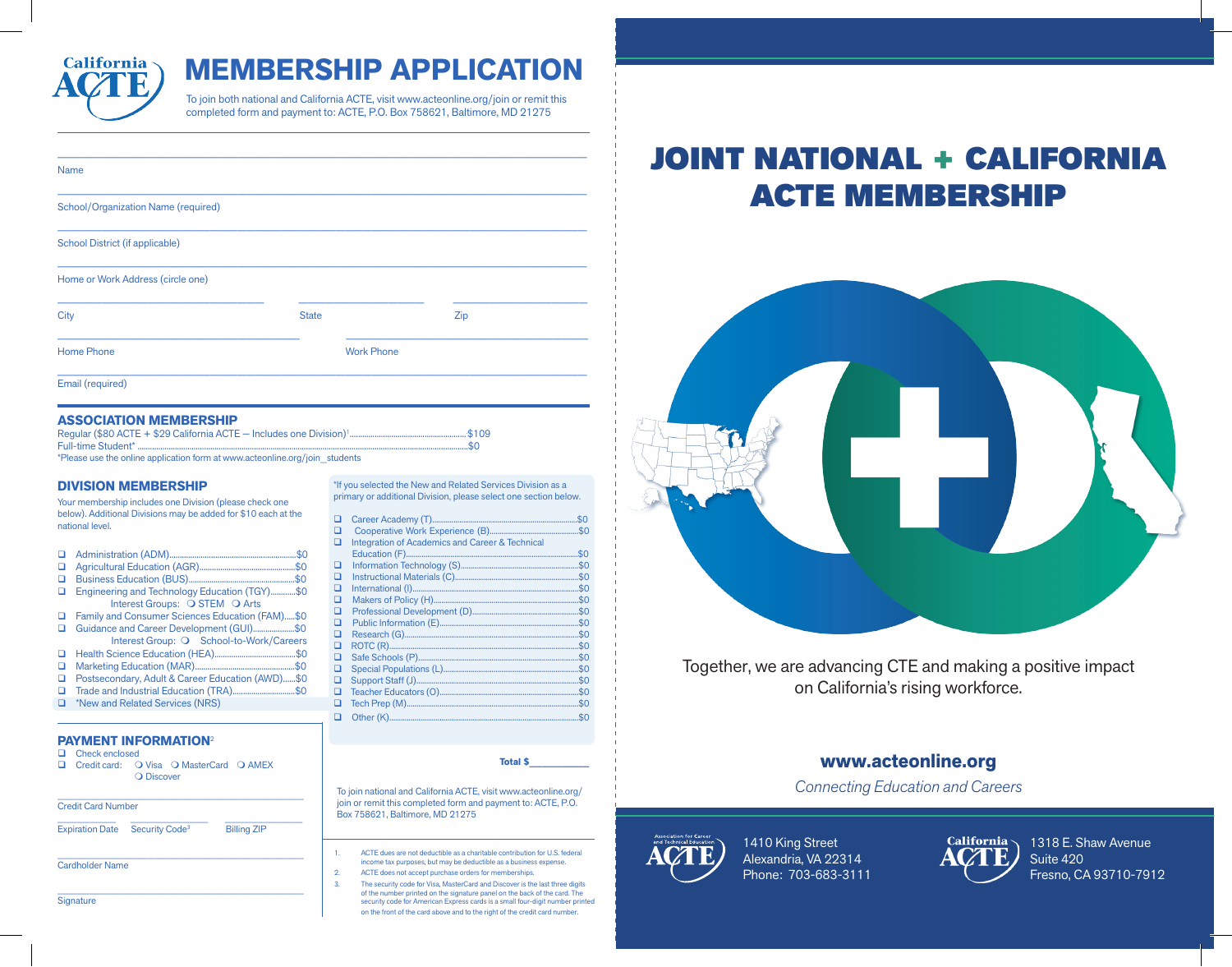# MEMBERSHIP APPLICATION

To join both national and California ACTE, visit www.acteonline.org/join or remit this completed form and payment to: ACTE, P.O. Box 758621, Baltimore, MD 21275

Name

School/Organization Name (required)

School District (if applicable)

Home or Work Address (circle one)

City | State | Zip

Home Phone | Work Phone

Email (required)

## ASSOCIATION MEMBERSHIP

Regular ($80 ACTE + $29 California ACTE — Includes one Division)[1] ........ $109

Full-time Student* ........ $0

*Please use the online application form at www.acteonline.org/join_students

## DIVISION MEMBERSHIP

Your membership includes one Division (please check one below). Additional Divisions may be added for $10 each at the national level.

- ❑ Administration (ADM)........ $0
- ❑ Agricultural Education (AGR)........ $0
- ❑ Business Education (BUS)........ $0
- ❑ Engineering and Technology Education (TGY)........ $0
  - Interest Groups: ❍ STEM ❍ Arts
- ❑ Family and Consumer Sciences Education (FAM)........ $0
- ❑ Guidance and Career Development (GUI)........ $0
  - Interest Group: ❍ School-to-Work/Careers
- ❑ Health Science Education (HEA)........ $0
- ❑ Marketing Education (MAR)........ $0
- ❑ Postsecondary, Adult & Career Education (AWD)........ $0
- ❑ Trade and Industrial Education (TRA)........ $0
- ❑ *New and Related Services (NRS)

*If you selected the New and Related Services Division as a primary or additional Division, please select one section below.

- ❑ Career Academy (T)........ $0
- ❑ Cooperative Work Experience (B)........ $0
- ❑ Integration of Academics and Career & Technical Education (F)........ $0
- ❑ Information Technology (S)........ $0
- ❑ Instructional Materials (C)........ $0
- ❑ International (I)........ $0
- ❑ Makers of Policy (H)........ $0
- ❑ Professional Development (D)........ $0
- ❑ Public Information (E)........ $0
- ❑ Research (G)........ $0
- ❑ ROTC (R)........ $0
- ❑ Safe Schools (P)........ $0
- ❑ Special Populations (L)........ $0
- ❑ Support Staff (J)........ $0
- ❑ Teacher Educators (O)........ $0
- ❑ Tech Prep (M)........ $0
- ❑ Other (K)........ $0

## PAYMENT INFORMATION[2]

- ❑ Check enclosed
- ❑ Credit card: ❍ Visa ❍ MasterCard ❍ AMEX ❍ Discover

Credit Card Number

Expiration Date | Security Code[3] | Billing ZIP

Cardholder Name

Signature

**Total $**__________

To join national and California ACTE, visit www.acteonline.org/join or remit this completed form and payment to: ACTE, P.O. Box 758621, Baltimore, MD 21275

1. ACTE dues are not deductible as a charitable contribution for U.S. federal income tax purposes, but may be deductible as a business expense.
2. ACTE does not accept purchase orders for memberships.
3. The security code for Visa, MasterCard and Discover is the last three digits of the number printed on the signature panel on the back of the card. The security code for American Express cards is a small four-digit number printed on the front of the card above and to the right of the credit card number.

# JOINT NATIONAL + CALIFORNIA ACTE MEMBERSHIP

Together, we are advancing CTE and making a positive impact on California's rising workforce.

**www.acteonline.org**

*Connecting Education and Careers*

Association for Career and Technical Education (ACTE)
1410 King Street
Alexandria, VA 22314
Phone: 703-683-3111

California ACTE
1318 E. Shaw Avenue
Suite 420
Fresno, CA 93710-7912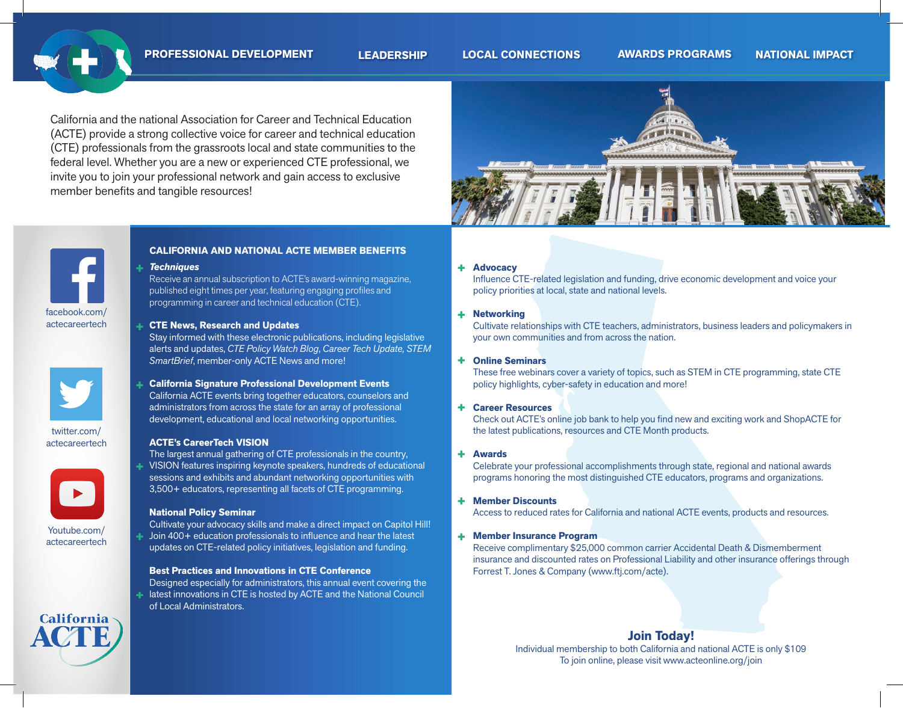PROFESSIONAL DEVELOPMENT | LEADERSHIP | LOCAL CONNECTIONS | AWARDS PROGRAMS | NATIONAL IMPACT

California and the national Association for Career and Technical Education (ACTE) provide a strong collective voice for career and technical education (CTE) professionals from the grassroots local and state communities to the federal level. Whether you are a new or experienced CTE professional, we invite you to join your professional network and gain access to exclusive member benefits and tangible resources!

facebook.com/actecareertech

twitter.com/actecareertech

Youtube.com/actecareertech

## CALIFORNIA AND NATIONAL ACTE MEMBER BENEFITS

**+ *Techniques***
Receive an annual subscription to ACTE's award-winning magazine, published eight times per year, featuring engaging profiles and programming in career and technical education (CTE).

**+ CTE News, Research and Updates**
Stay informed with these electronic publications, including legislative alerts and updates, *CTE Policy Watch Blog*, *Career Tech Update*, *STEM SmartBrief*, member-only ACTE News and more!

**+ California Signature Professional Development Events**
California ACTE events bring together educators, counselors and administrators from across the state for an array of professional development, educational and local networking opportunities.

**ACTE's CareerTech VISION**
+ The largest annual gathering of CTE professionals in the country, VISION features inspiring keynote speakers, hundreds of educational sessions and exhibits and abundant networking opportunities with 3,500+ educators, representing all facets of CTE programming.

**National Policy Seminar**
+ Cultivate your advocacy skills and make a direct impact on Capitol Hill! Join 400+ education professionals to influence and hear the latest updates on CTE-related policy initiatives, legislation and funding.

**Best Practices and Innovations in CTE Conference**
+ Designed especially for administrators, this annual event covering the latest innovations in CTE is hosted by ACTE and the National Council of Local Administrators.

**+ Advocacy**
Influence CTE-related legislation and funding, drive economic development and voice your policy priorities at local, state and national levels.

**+ Networking**
Cultivate relationships with CTE teachers, administrators, business leaders and policymakers in your own communities and from across the nation.

**+ Online Seminars**
These free webinars cover a variety of topics, such as STEM in CTE programming, state CTE policy highlights, cyber-safety in education and more!

**+ Career Resources**
Check out ACTE's online job bank to help you find new and exciting work and ShopACTE for the latest publications, resources and CTE Month products.

**+ Awards**
Celebrate your professional accomplishments through state, regional and national awards programs honoring the most distinguished CTE educators, programs and organizations.

**+ Member Discounts**
Access to reduced rates for California and national ACTE events, products and resources.

**+ Member Insurance Program**
Receive complimentary $25,000 common carrier Accidental Death & Dismemberment insurance and discounted rates on Professional Liability and other insurance offerings through Forrest T. Jones & Company (www.ftj.com/acte).

## Join Today!

Individual membership to both California and national ACTE is only $109
To join online, please visit www.acteonline.org/join

California ACTE